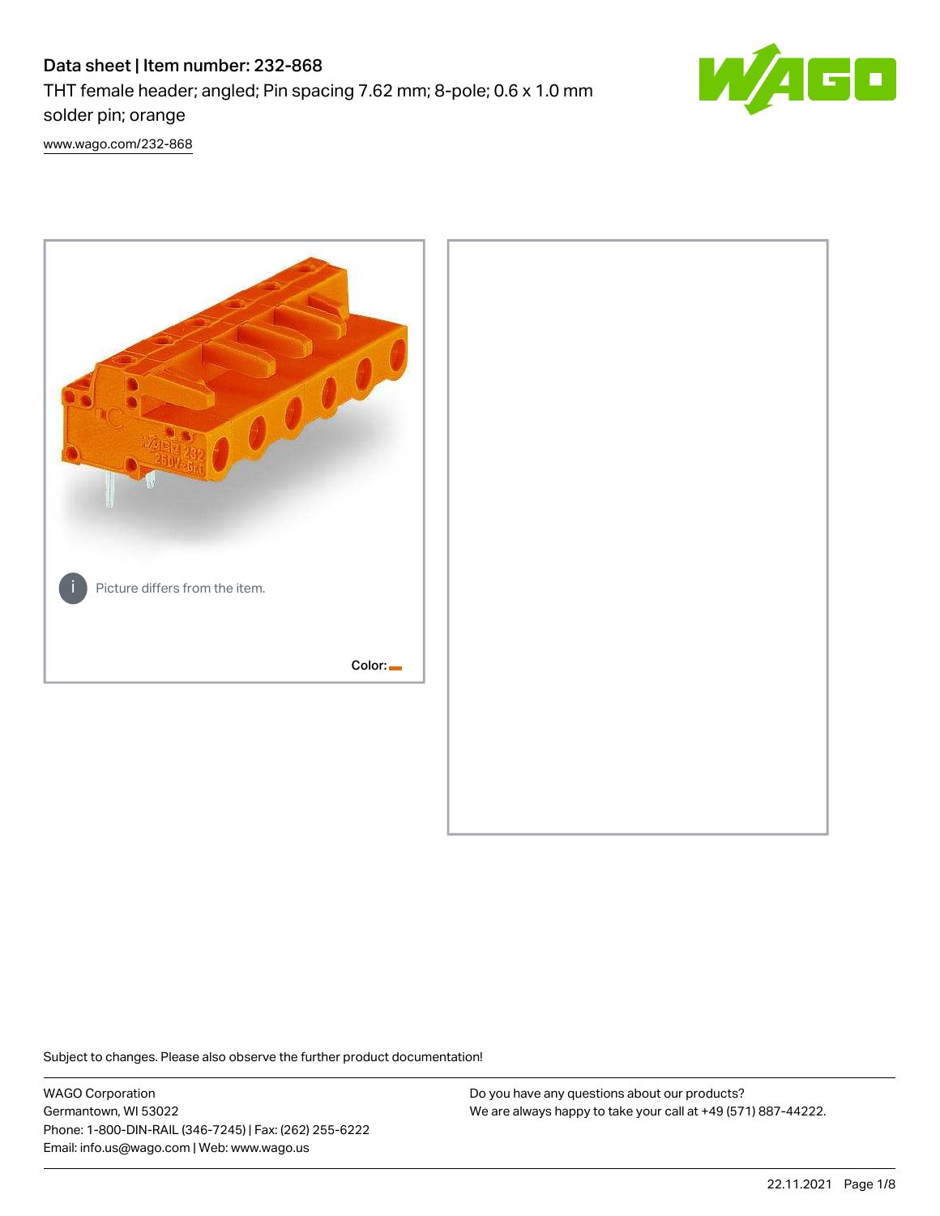# Data sheet | Item number: 232-868

THT female header; angled; Pin spacing 7.62 mm; 8-pole; 0.6 x 1.0 mm solder pin; orange

www.wago.com/232-868

Picture differs from the item.

Color:

Subject to changes. Please also observe the further product documentation!

WAGO Corporation
Germantown, WI 53022
Phone: 1-800-DIN-RAIL (346-7245) | Fax: (262) 255-6222
Email: info.us@wago.com | Web: www.wago.us

Do you have any questions about our products?
We are always happy to take your call at +49 (571) 887-44222.

22.11.2021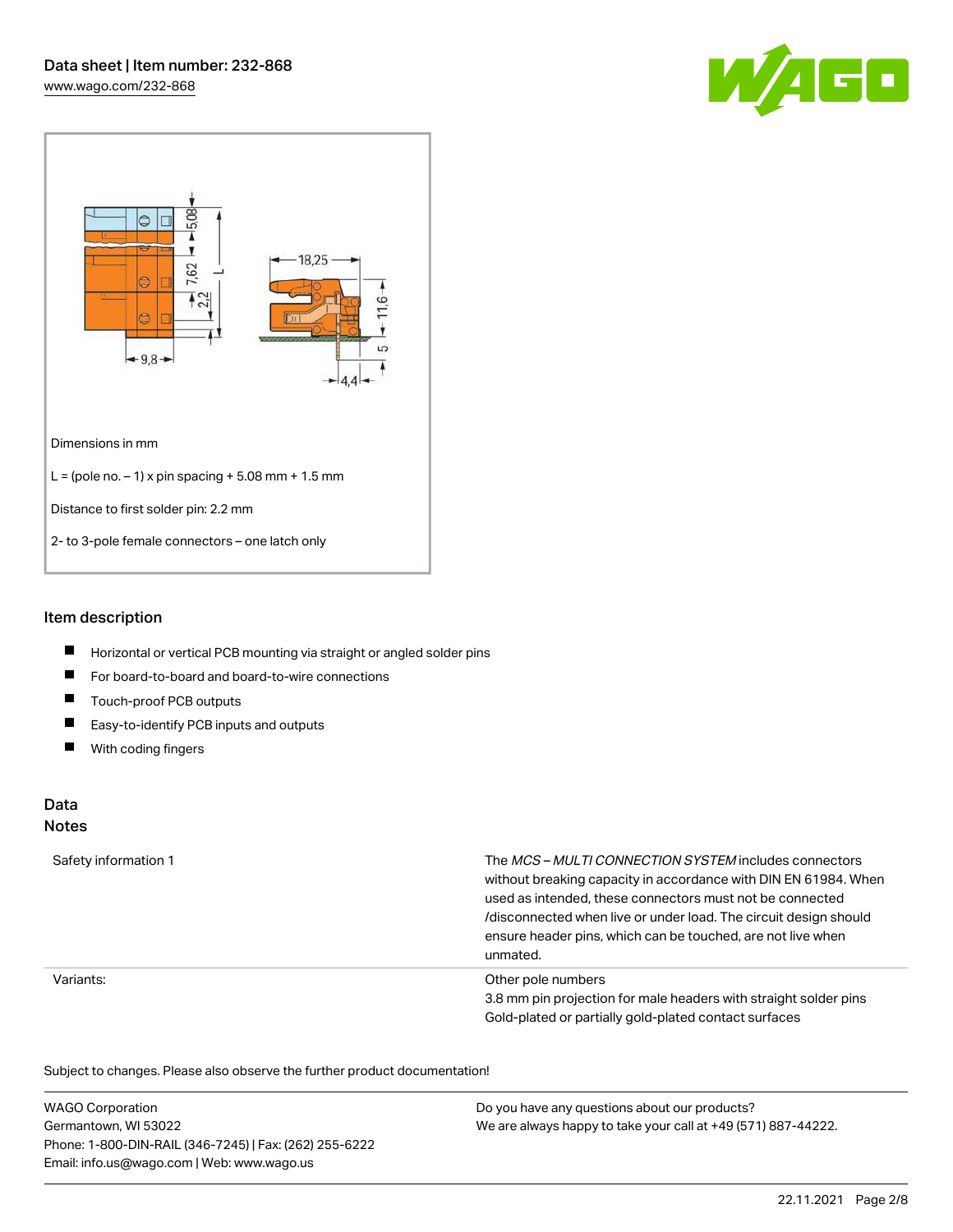Dimensions in mm

L = (pole no. – 1) x pin spacing + 5.08 mm + 1.5 mm

Distance to first solder pin: 2.2 mm

2- to 3-pole female connectors – one latch only

## Item description

- Horizontal or vertical PCB mounting via straight or angled solder pins
- For board-to-board and board-to-wire connections
- Touch-proof PCB outputs
- Easy-to-identify PCB inputs and outputs
- With coding fingers

## Data

### Notes

| | |
|---|---|
| Safety information 1 | The *MCS – MULTI CONNECTION SYSTEM* includes connectors without breaking capacity in accordance with DIN EN 61984. When used as intended, these connectors must not be connected /disconnected when live or under load. The circuit design should ensure header pins, which can be touched, are not live when unmated. |
| Variants: | Other pole numbers<br>3.8 mm pin projection for male headers with straight solder pins<br>Gold-plated or partially gold-plated contact surfaces |

Subject to changes. Please also observe the further product documentation!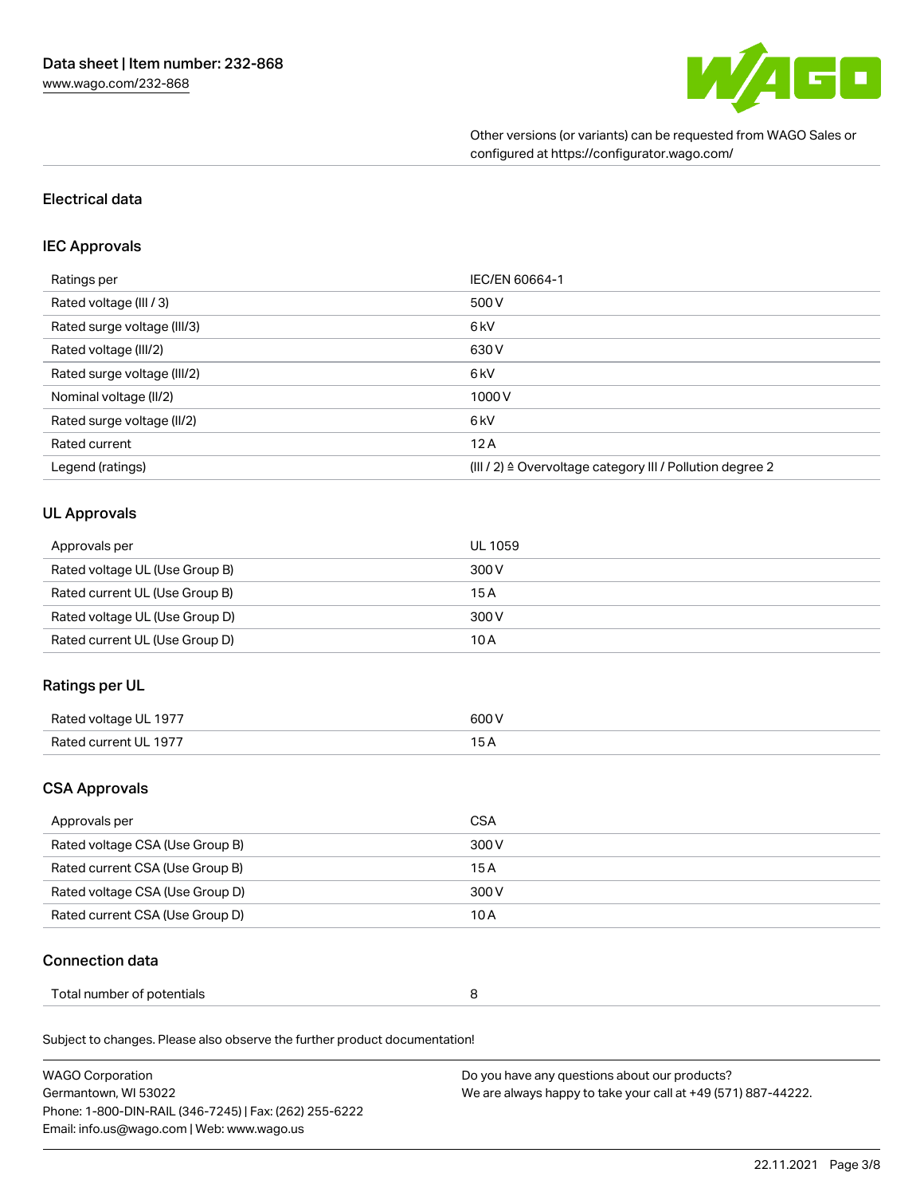Other versions (or variants) can be requested from WAGO Sales or configured at https://configurator.wago.com/

## Electrical data

### IEC Approvals

| | |
|---|---|
| Ratings per | IEC/EN 60664-1 |
| Rated voltage (III / 3) | 500 V |
| Rated surge voltage (III/3) | 6 kV |
| Rated voltage (III/2) | 630 V |
| Rated surge voltage (III/2) | 6 kV |
| Nominal voltage (II/2) | 1000 V |
| Rated surge voltage (II/2) | 6 kV |
| Rated current | 12 A |
| Legend (ratings) | (III / 2) ≙ Overvoltage category III / Pollution degree 2 |

### UL Approvals

| | |
|---|---|
| Approvals per | UL 1059 |
| Rated voltage UL (Use Group B) | 300 V |
| Rated current UL (Use Group B) | 15 A |
| Rated voltage UL (Use Group D) | 300 V |
| Rated current UL (Use Group D) | 10 A |

### Ratings per UL

| | |
|---|---|
| Rated voltage UL 1977 | 600 V |
| Rated current UL 1977 | 15 A |

### CSA Approvals

| | |
|---|---|
| Approvals per | CSA |
| Rated voltage CSA (Use Group B) | 300 V |
| Rated current CSA (Use Group B) | 15 A |
| Rated voltage CSA (Use Group D) | 300 V |
| Rated current CSA (Use Group D) | 10 A |

### Connection data

| | |
|---|---|
| Total number of potentials | 8 |

Subject to changes. Please also observe the further product documentation!

WAGO Corporation
Germantown, WI 53022
Phone: 1-800-DIN-RAIL (346-7245) | Fax: (262) 255-6222
Email: info.us@wago.com | Web: www.wago.us

Do you have any questions about our products?
We are always happy to take your call at +49 (571) 887-44222.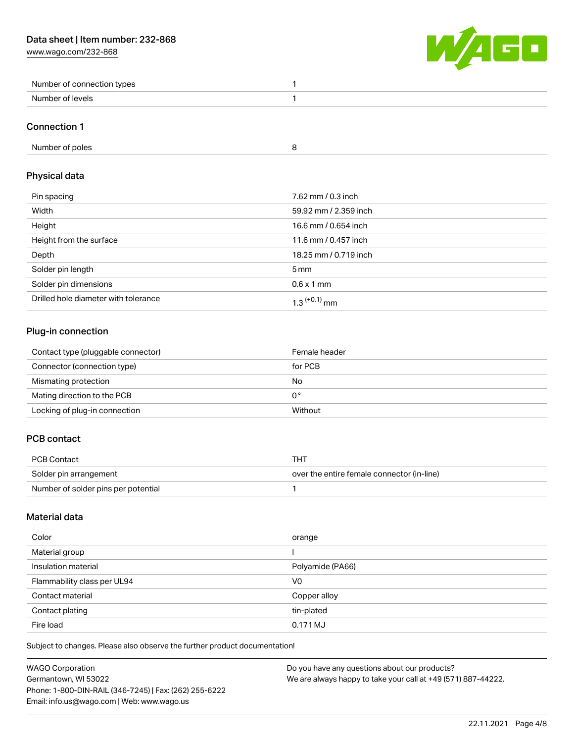| Number of connection types | 1 |
| --- | --- |
| Number of levels | 1 |

## Connection 1

| Number of poles | 8 |
| --- | --- |

## Physical data

| Pin spacing | 7.62 mm / 0.3 inch |
| --- | --- |
| Width | 59.92 mm / 2.359 inch |
| Height | 16.6 mm / 0.654 inch |
| Height from the surface | 11.6 mm / 0.457 inch |
| Depth | 18.25 mm / 0.719 inch |
| Solder pin length | 5 mm |
| Solder pin dimensions | 0.6 x 1 mm |
| Drilled hole diameter with tolerance | $1.3^{(+0.1)}$ mm |

## Plug-in connection

| Contact type (pluggable connector) | Female header |
| --- | --- |
| Connector (connection type) | for PCB |
| Mismating protection | No |
| Mating direction to the PCB | 0° |
| Locking of plug-in connection | Without |

## PCB contact

| PCB Contact | THT |
| --- | --- |
| Solder pin arrangement | over the entire female connector (in-line) |
| Number of solder pins per potential | 1 |

## Material data

| Color | orange |
| --- | --- |
| Material group | I |
| Insulation material | Polyamide (PA66) |
| Flammability class per UL94 | V0 |
| Contact material | Copper alloy |
| Contact plating | tin-plated |
| Fire load | 0.171 MJ |

Subject to changes. Please also observe the further product documentation!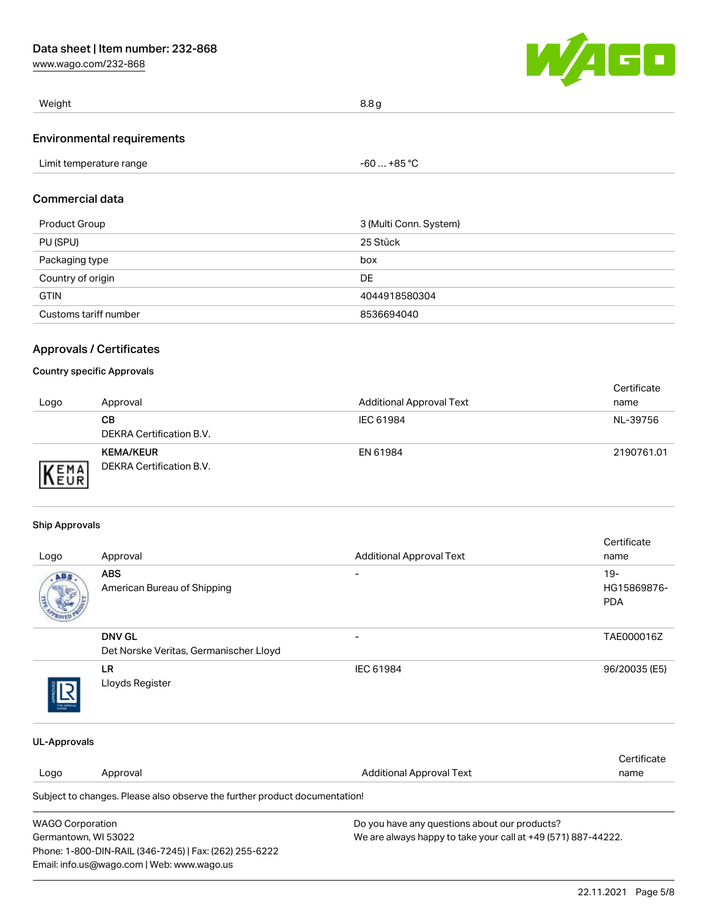| Weight | 8.8 g |
| --- | --- |

## Environmental requirements

| Limit temperature range | -60 … +85 °C |
| --- | --- |

## Commercial data

| Product Group | 3 (Multi Conn. System) |
| --- | --- |
| PU (SPU) | 25 Stück |
| Packaging type | box |
| Country of origin | DE |
| GTIN | 4044918580304 |
| Customs tariff number | 8536694040 |

## Approvals / Certificates

### Country specific Approvals

| Logo | Approval | Additional Approval Text | Certificate name |
| --- | --- | --- | --- |
| | **CB**<br>DEKRA Certification B.V. | IEC 61984 | NL-39756 |
| | **KEMA/KEUR**<br>DEKRA Certification B.V. | EN 61984 | 2190761.01 |

### Ship Approvals

| Logo | Approval | Additional Approval Text | Certificate name |
| --- | --- | --- | --- |
| | **ABS**<br>American Bureau of Shipping | - | 19-HG15869876-PDA |
| | **DNV GL**<br>Det Norske Veritas, Germanischer Lloyd | - | TAE000016Z |
| | **LR**<br>Lloyds Register | IEC 61984 | 96/20035 (E5) |

### UL-Approvals

| Logo | Approval | Additional Approval Text | Certificate name |
| --- | --- | --- | --- |

Subject to changes. Please also observe the further product documentation!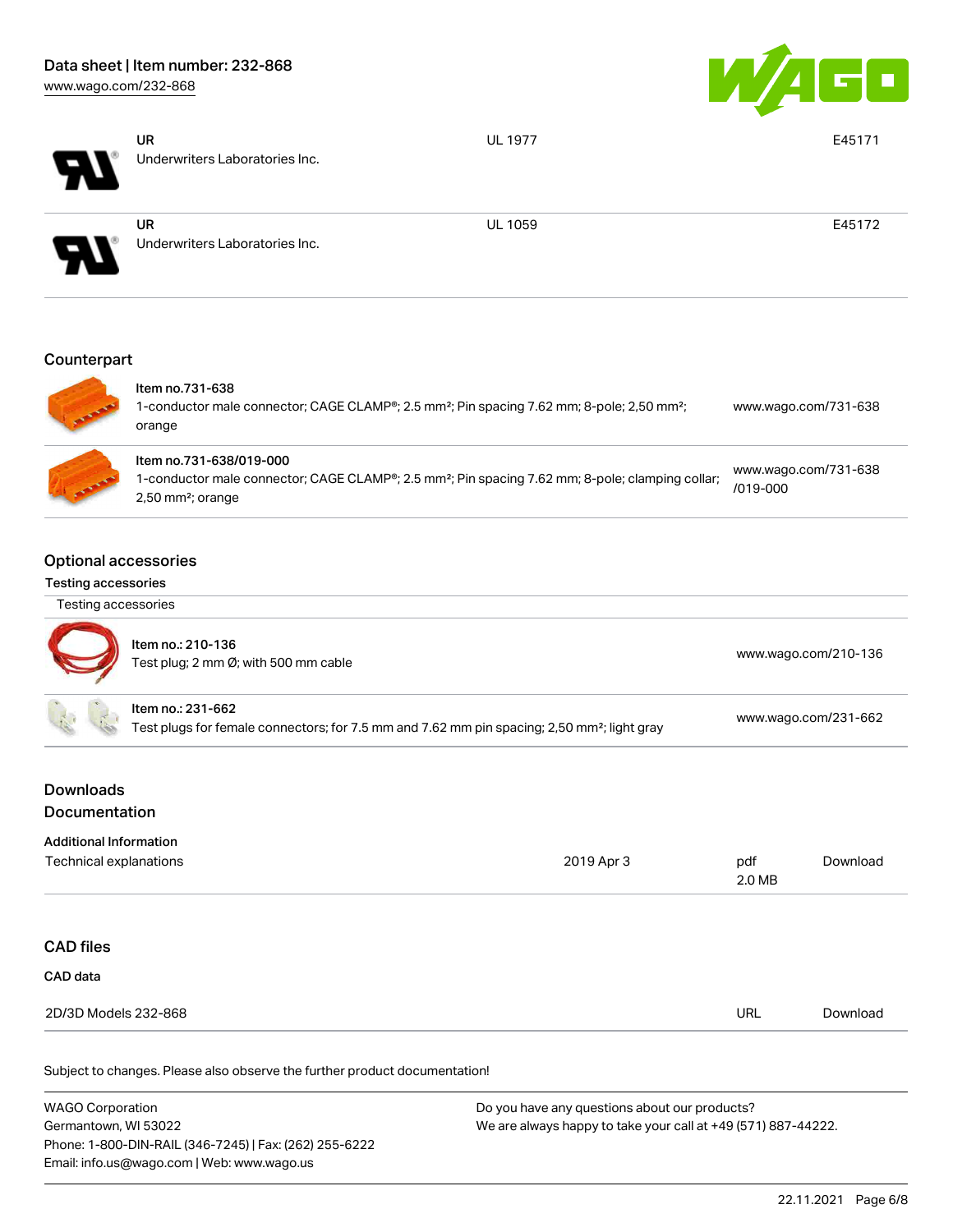| | | |
|---|---|---|
| **UR**<br>Underwriters Laboratories Inc. | UL 1977 | E45171 |
| **UR**<br>Underwriters Laboratories Inc. | UL 1059 | E45172 |

## Counterpart

| | |
|---|---|
| Item no.731-638<br>1-conductor male connector; CAGE CLAMP®; 2.5 mm²; Pin spacing 7.62 mm; 8-pole; 2,50 mm²; orange | www.wago.com/731-638 |
| Item no.731-638/019-000<br>1-conductor male connector; CAGE CLAMP®; 2.5 mm²; Pin spacing 7.62 mm; 8-pole; clamping collar; 2,50 mm²; orange | www.wago.com/731-638/019-000 |

## Optional accessories

### Testing accessories

Testing accessories

| | |
|---|---|
| Item no.: 210-136<br>Test plug; 2 mm Ø; with 500 mm cable | www.wago.com/210-136 |
| Item no.: 231-662<br>Test plugs for female connectors; for 7.5 mm and 7.62 mm pin spacing; 2,50 mm²; light gray | www.wago.com/231-662 |

## Downloads

## Documentation

### Additional Information

| | | | |
|---|---|---|---|
| Technical explanations | 2019 Apr 3 | pdf<br>2.0 MB | Download |

## CAD files

### CAD data

| | | |
|---|---|---|
| 2D/3D Models 232-868 | URL | Download |

Subject to changes. Please also observe the further product documentation!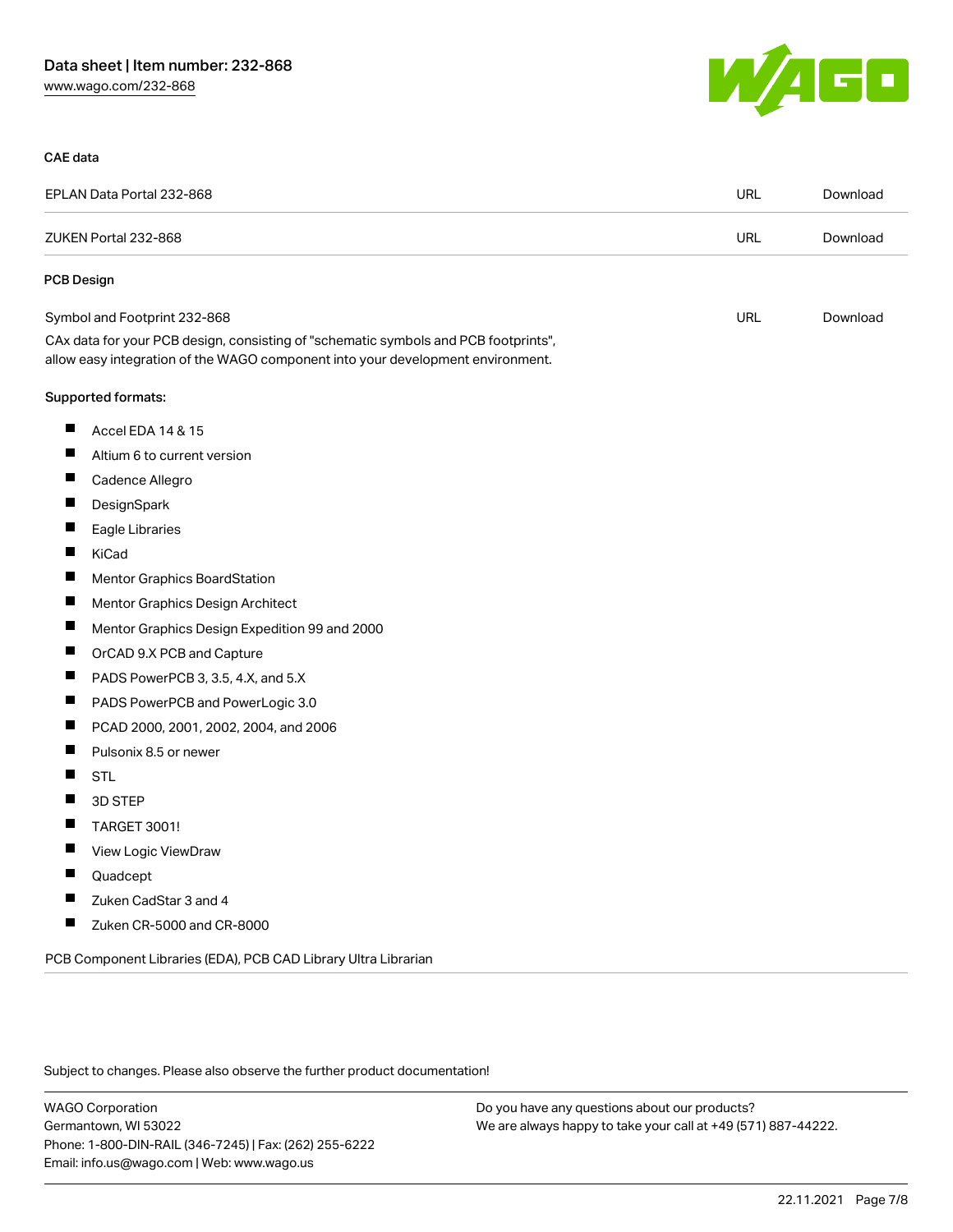### CAE data

| EPLAN Data Portal 232-868 | URL | Download |
| --- | --- | --- |
| ZUKEN Portal 232-868 | URL | Download |

### PCB Design

| Symbol and Footprint 232-868 | URL | Download |
| --- | --- | --- |

CAx data for your PCB design, consisting of "schematic symbols and PCB footprints", allow easy integration of the WAGO component into your development environment.

Supported formats:

- Accel EDA 14 & 15
- Altium 6 to current version
- Cadence Allegro
- DesignSpark
- Eagle Libraries
- KiCad
- Mentor Graphics BoardStation
- Mentor Graphics Design Architect
- Mentor Graphics Design Expedition 99 and 2000
- OrCAD 9.X PCB and Capture
- PADS PowerPCB 3, 3.5, 4.X, and 5.X
- PADS PowerPCB and PowerLogic 3.0
- PCAD 2000, 2001, 2002, 2004, and 2006
- Pulsonix 8.5 or newer
- STL
- 3D STEP
- TARGET 3001!
- View Logic ViewDraw
- Quadcept
- Zuken CadStar 3 and 4
- Zuken CR-5000 and CR-8000

PCB Component Libraries (EDA), PCB CAD Library Ultra Librarian

Subject to changes. Please also observe the further product documentation!

WAGO Corporation
Germantown, WI 53022
Phone: 1-800-DIN-RAIL (346-7245) | Fax: (262) 255-6222
Email: info.us@wago.com | Web: www.wago.us

Do you have any questions about our products?
We are always happy to take your call at +49 (571) 887-44222.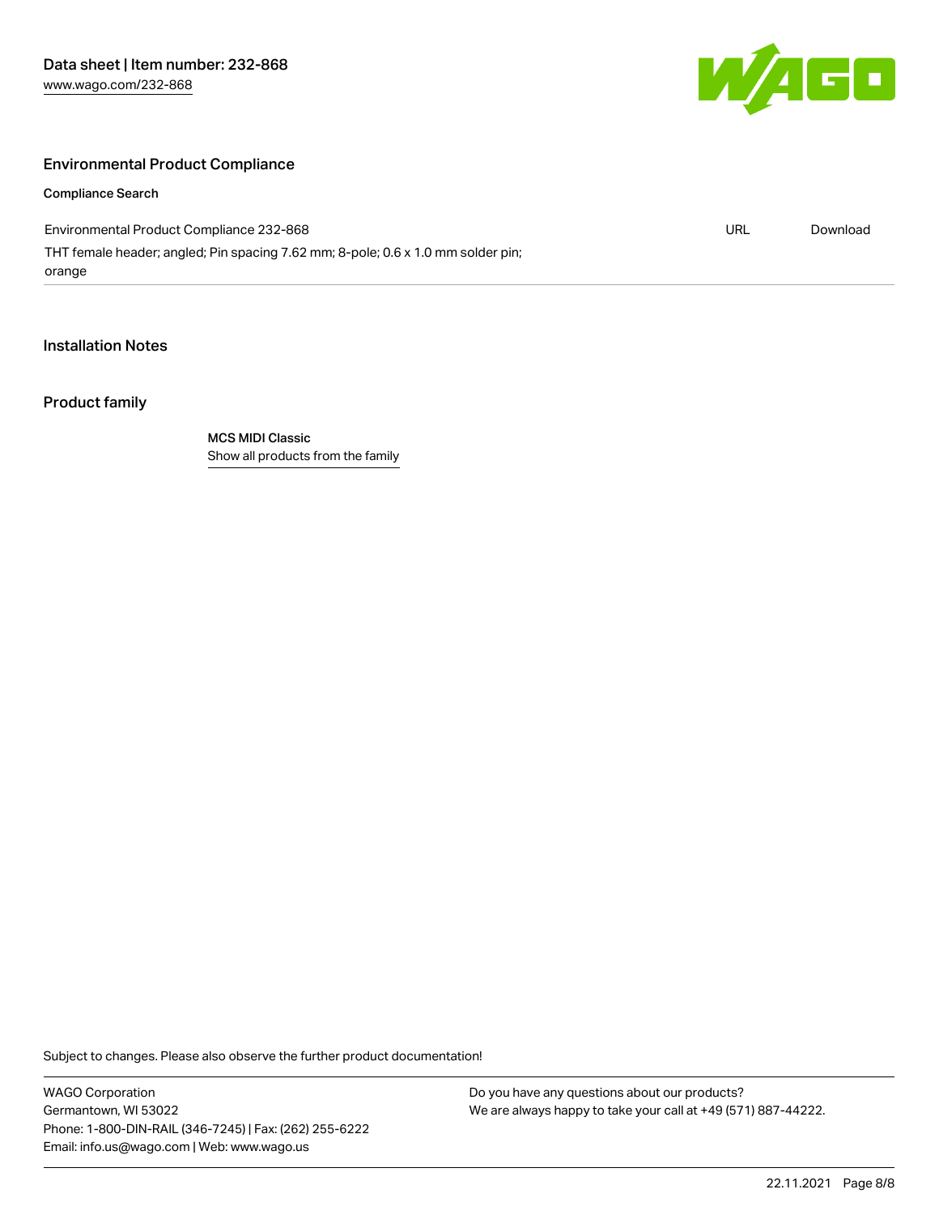## Environmental Product Compliance

### Compliance Search

| | | |
|---|---|---|
| Environmental Product Compliance 232-868<br>THT female header; angled; Pin spacing 7.62 mm; 8-pole; 0.6 x 1.0 mm solder pin; orange | URL | Download |

## Installation Notes

## Product family

**MCS MIDI Classic**
Show all products from the family

Subject to changes. Please also observe the further product documentation!

WAGO Corporation
Germantown, WI 53022
Phone: 1-800-DIN-RAIL (346-7245) | Fax: (262) 255-6222
Email: info.us@wago.com | Web: www.wago.us

Do you have any questions about our products?
We are always happy to take your call at +49 (571) 887-44222.

22.11.2021